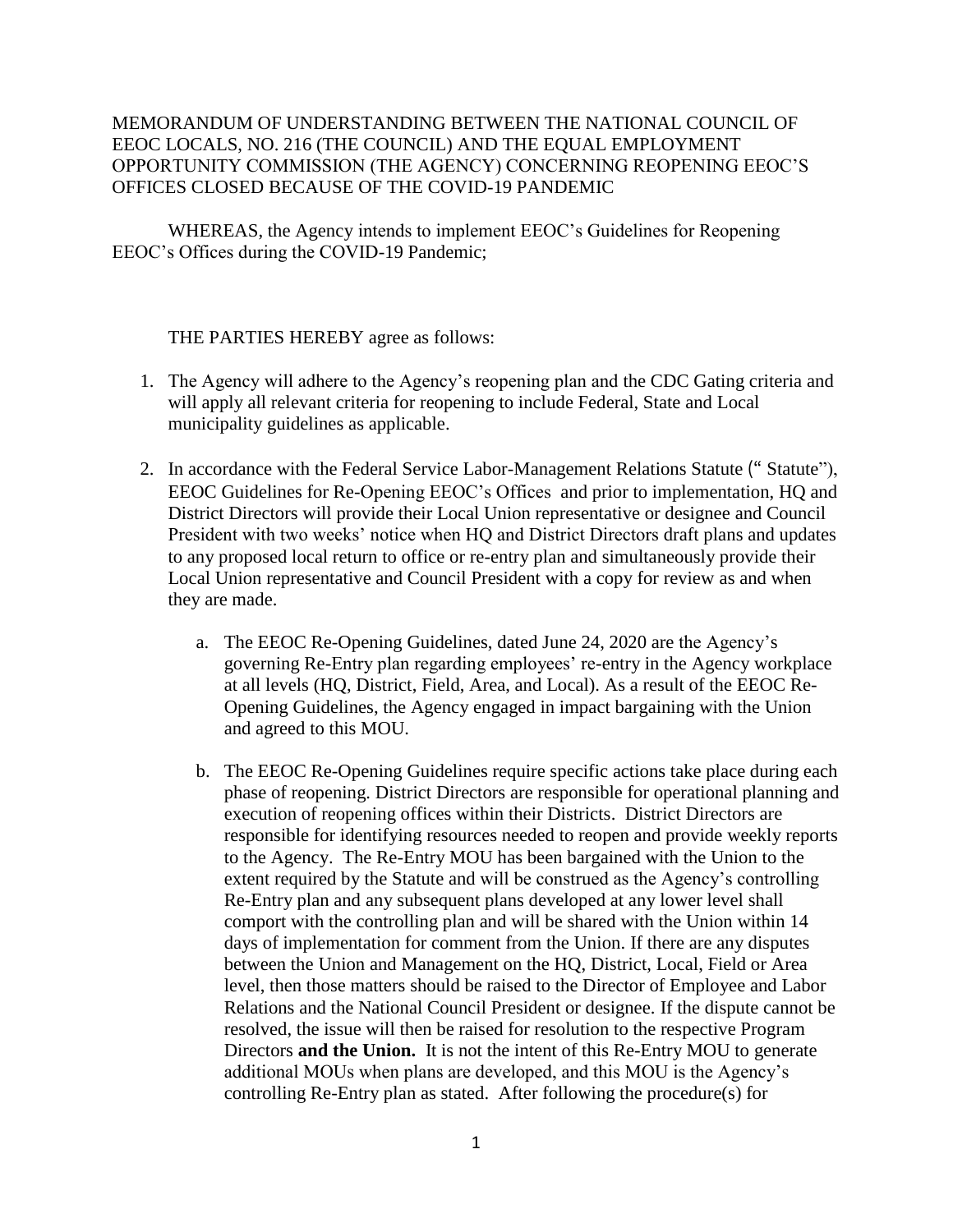MEMORANDUM OF UNDERSTANDING BETWEEN THE NATIONAL COUNCIL OF EEOC LOCALS, NO. 216 (THE COUNCIL) AND THE EQUAL EMPLOYMENT OPPORTUNITY COMMISSION (THE AGENCY) CONCERNING REOPENING EEOC'S OFFICES CLOSED BECAUSE OF THE COVID-19 PANDEMIC

WHEREAS, the Agency intends to implement EEOC's Guidelines for Reopening EEOC's Offices during the COVID-19 Pandemic;

THE PARTIES HEREBY agree as follows:

1. The Agency will adhere to the Agency's reopening plan and the CDC Gating criteria and will apply all relevant criteria for reopening to include Federal, State and Local municipality guidelines as applicable.

2. In accordance with the Federal Service Labor-Management Relations Statute (" Statute"), EEOC Guidelines for Re-Opening EEOC's Offices and prior to implementation, HQ and District Directors will provide their Local Union representative or designee and Council President with two weeks' notice when HQ and District Directors draft plans and updates to any proposed local return to office or re-entry plan and simultaneously provide their Local Union representative and Council President with a copy for review as and when they are made.

   a. The EEOC Re-Opening Guidelines, dated June 24, 2020 are the Agency's governing Re-Entry plan regarding employees' re-entry in the Agency workplace at all levels (HQ, District, Field, Area, and Local). As a result of the EEOC Re-Opening Guidelines, the Agency engaged in impact bargaining with the Union and agreed to this MOU.

   b. The EEOC Re-Opening Guidelines require specific actions take place during each phase of reopening. District Directors are responsible for operational planning and execution of reopening offices within their Districts. District Directors are responsible for identifying resources needed to reopen and provide weekly reports to the Agency. The Re-Entry MOU has been bargained with the Union to the extent required by the Statute and will be construed as the Agency's controlling Re-Entry plan and any subsequent plans developed at any lower level shall comport with the controlling plan and will be shared with the Union within 14 days of implementation for comment from the Union. If there are any disputes between the Union and Management on the HQ, District, Local, Field or Area level, then those matters should be raised to the Director of Employee and Labor Relations and the National Council President or designee. If the dispute cannot be resolved, the issue will then be raised for resolution to the respective Program Directors **and the Union.** It is not the intent of this Re-Entry MOU to generate additional MOUs when plans are developed, and this MOU is the Agency's controlling Re-Entry plan as stated. After following the procedure(s) for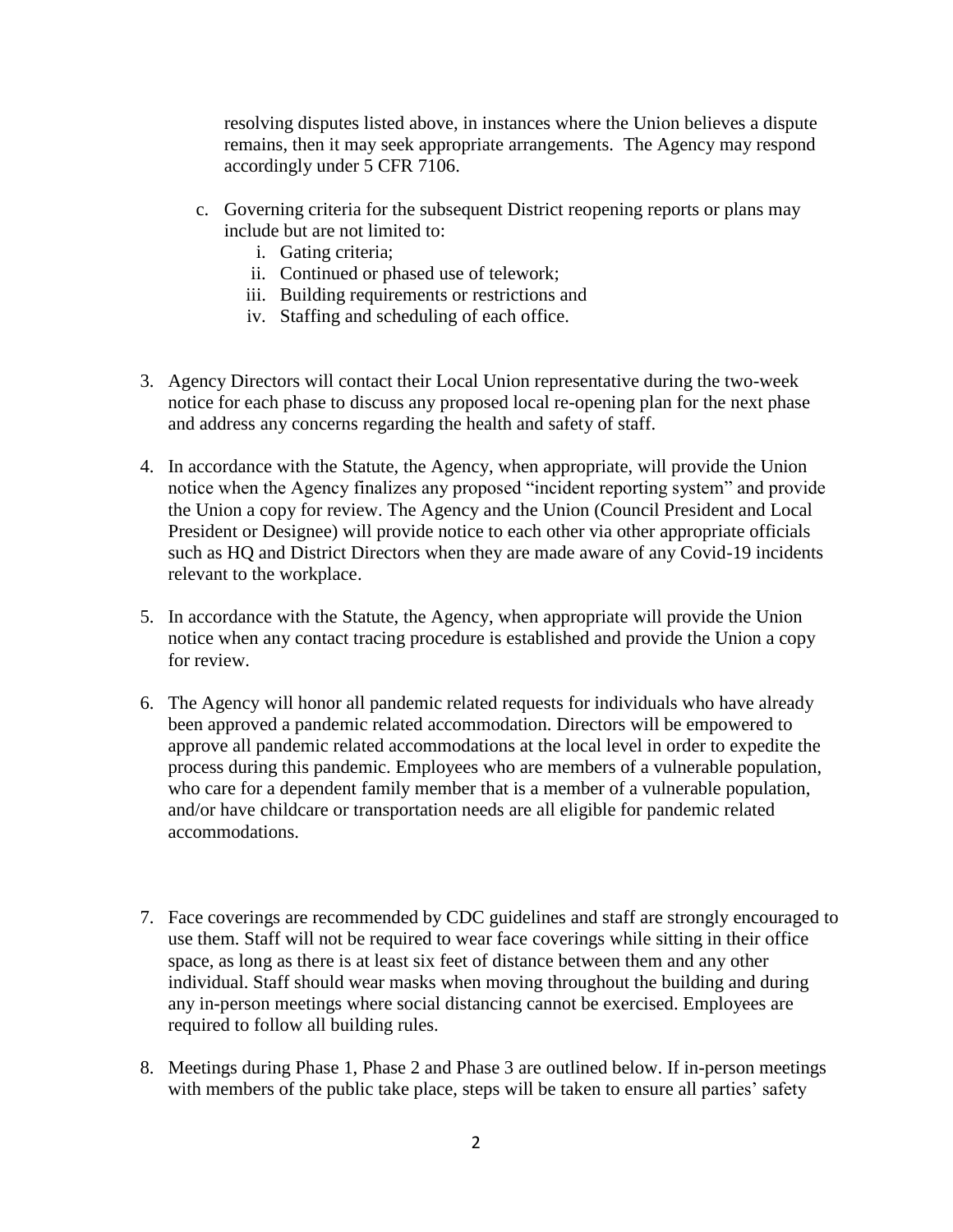resolving disputes listed above, in instances where the Union believes a dispute remains, then it may seek appropriate arrangements. The Agency may respond accordingly under 5 CFR 7106.

c. Governing criteria for the subsequent District reopening reports or plans may include but are not limited to:
   i. Gating criteria;
   ii. Continued or phased use of telework;
   iii. Building requirements or restrictions and
   iv. Staffing and scheduling of each office.

3. Agency Directors will contact their Local Union representative during the two-week notice for each phase to discuss any proposed local re-opening plan for the next phase and address any concerns regarding the health and safety of staff.

4. In accordance with the Statute, the Agency, when appropriate, will provide the Union notice when the Agency finalizes any proposed "incident reporting system" and provide the Union a copy for review. The Agency and the Union (Council President and Local President or Designee) will provide notice to each other via other appropriate officials such as HQ and District Directors when they are made aware of any Covid-19 incidents relevant to the workplace.

5. In accordance with the Statute, the Agency, when appropriate will provide the Union notice when any contact tracing procedure is established and provide the Union a copy for review.

6. The Agency will honor all pandemic related requests for individuals who have already been approved a pandemic related accommodation. Directors will be empowered to approve all pandemic related accommodations at the local level in order to expedite the process during this pandemic. Employees who are members of a vulnerable population, who care for a dependent family member that is a member of a vulnerable population, and/or have childcare or transportation needs are all eligible for pandemic related accommodations.

7. Face coverings are recommended by CDC guidelines and staff are strongly encouraged to use them. Staff will not be required to wear face coverings while sitting in their office space, as long as there is at least six feet of distance between them and any other individual. Staff should wear masks when moving throughout the building and during any in-person meetings where social distancing cannot be exercised. Employees are required to follow all building rules.

8. Meetings during Phase 1, Phase 2 and Phase 3 are outlined below. If in-person meetings with members of the public take place, steps will be taken to ensure all parties' safety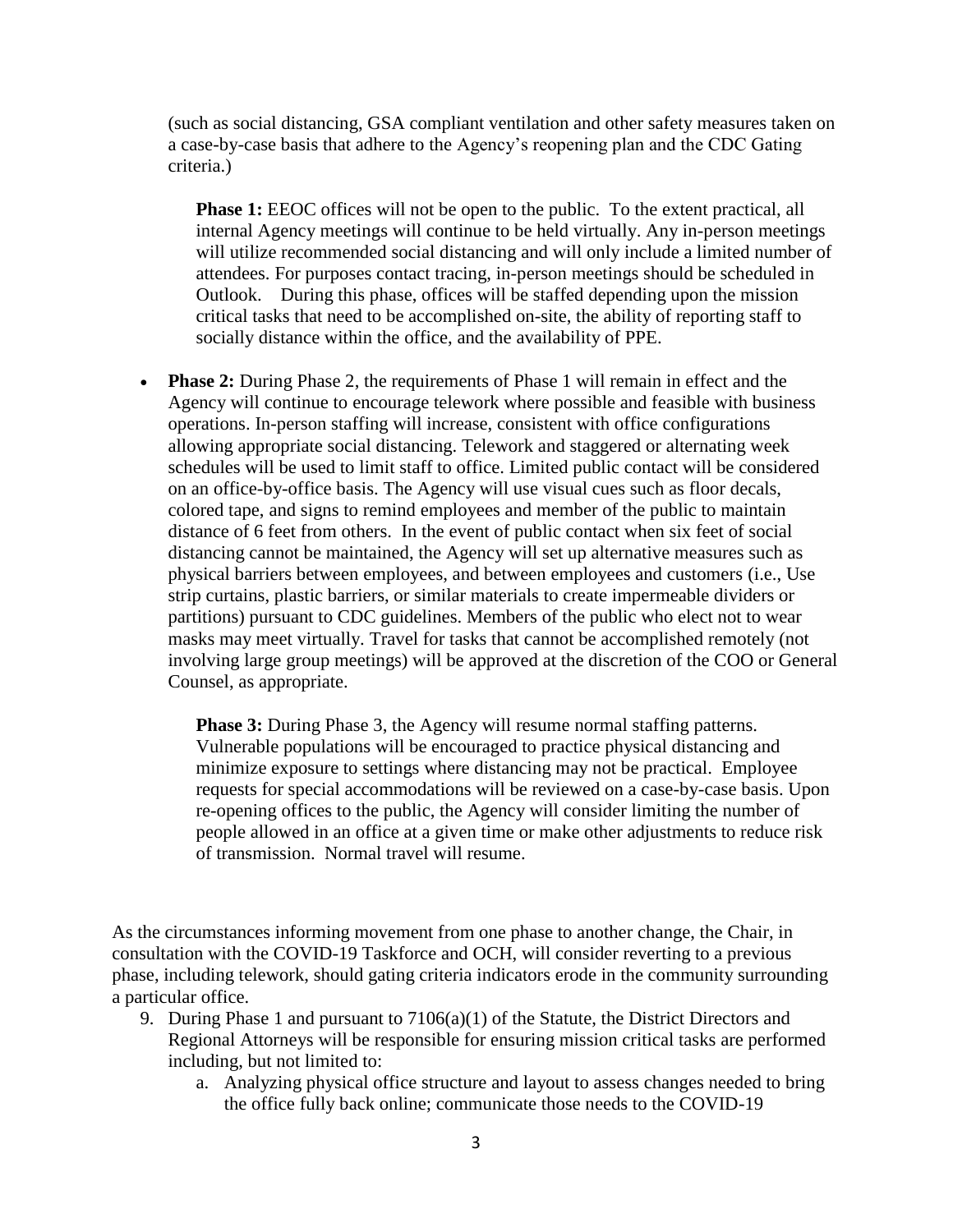(such as social distancing, GSA compliant ventilation and other safety measures taken on a case-by-case basis that adhere to the Agency's reopening plan and the CDC Gating criteria.)

**Phase 1:** EEOC offices will not be open to the public. To the extent practical, all internal Agency meetings will continue to be held virtually. Any in-person meetings will utilize recommended social distancing and will only include a limited number of attendees. For purposes contact tracing, in-person meetings should be scheduled in Outlook. During this phase, offices will be staffed depending upon the mission critical tasks that need to be accomplished on-site, the ability of reporting staff to socially distance within the office, and the availability of PPE.

- **Phase 2:** During Phase 2, the requirements of Phase 1 will remain in effect and the Agency will continue to encourage telework where possible and feasible with business operations. In-person staffing will increase, consistent with office configurations allowing appropriate social distancing. Telework and staggered or alternating week schedules will be used to limit staff to office. Limited public contact will be considered on an office-by-office basis. The Agency will use visual cues such as floor decals, colored tape, and signs to remind employees and member of the public to maintain distance of 6 feet from others. In the event of public contact when six feet of social distancing cannot be maintained, the Agency will set up alternative measures such as physical barriers between employees, and between employees and customers (i.e., Use strip curtains, plastic barriers, or similar materials to create impermeable dividers or partitions) pursuant to CDC guidelines. Members of the public who elect not to wear masks may meet virtually. Travel for tasks that cannot be accomplished remotely (not involving large group meetings) will be approved at the discretion of the COO or General Counsel, as appropriate.

**Phase 3:** During Phase 3, the Agency will resume normal staffing patterns. Vulnerable populations will be encouraged to practice physical distancing and minimize exposure to settings where distancing may not be practical. Employee requests for special accommodations will be reviewed on a case-by-case basis. Upon re-opening offices to the public, the Agency will consider limiting the number of people allowed in an office at a given time or make other adjustments to reduce risk of transmission. Normal travel will resume.

As the circumstances informing movement from one phase to another change, the Chair, in consultation with the COVID-19 Taskforce and OCH, will consider reverting to a previous phase, including telework, should gating criteria indicators erode in the community surrounding a particular office.

9. During Phase 1 and pursuant to 7106(a)(1) of the Statute, the District Directors and Regional Attorneys will be responsible for ensuring mission critical tasks are performed including, but not limited to:
   a. Analyzing physical office structure and layout to assess changes needed to bring the office fully back online; communicate those needs to the COVID-19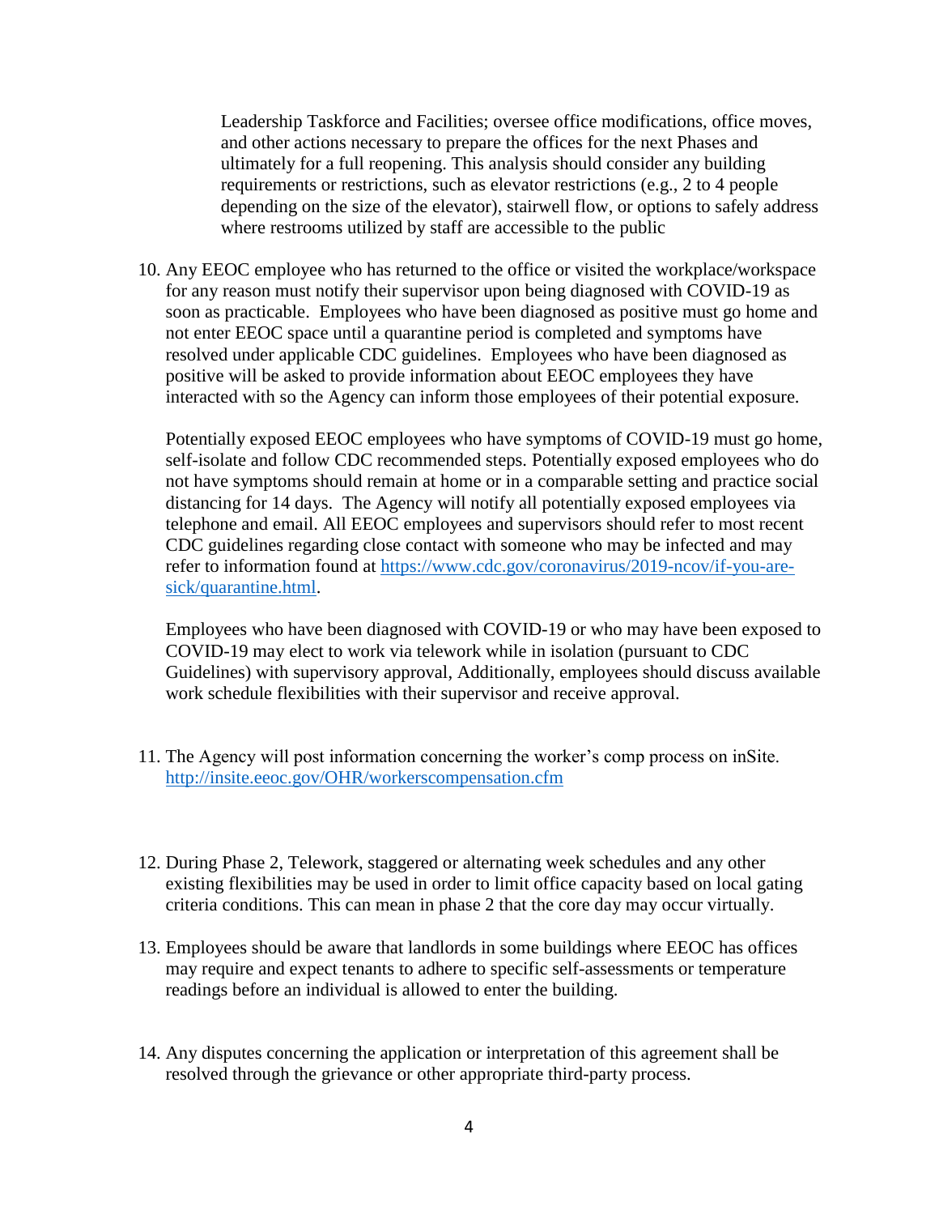Leadership Taskforce and Facilities; oversee office modifications, office moves, and other actions necessary to prepare the offices for the next Phases and ultimately for a full reopening. This analysis should consider any building requirements or restrictions, such as elevator restrictions (e.g., 2 to 4 people depending on the size of the elevator), stairwell flow, or options to safely address where restrooms utilized by staff are accessible to the public

10. Any EEOC employee who has returned to the office or visited the workplace/workspace for any reason must notify their supervisor upon being diagnosed with COVID-19 as soon as practicable. Employees who have been diagnosed as positive must go home and not enter EEOC space until a quarantine period is completed and symptoms have resolved under applicable CDC guidelines. Employees who have been diagnosed as positive will be asked to provide information about EEOC employees they have interacted with so the Agency can inform those employees of their potential exposure.

    Potentially exposed EEOC employees who have symptoms of COVID-19 must go home, self-isolate and follow CDC recommended steps. Potentially exposed employees who do not have symptoms should remain at home or in a comparable setting and practice social distancing for 14 days. The Agency will notify all potentially exposed employees via telephone and email. All EEOC employees and supervisors should refer to most recent CDC guidelines regarding close contact with someone who may be infected and may refer to information found at [https://www.cdc.gov/coronavirus/2019-ncov/if-you-are-sick/quarantine.html](https://www.cdc.gov/coronavirus/2019-ncov/if-you-are-sick/quarantine.html).

    Employees who have been diagnosed with COVID-19 or who may have been exposed to COVID-19 may elect to work via telework while in isolation (pursuant to CDC Guidelines) with supervisory approval, Additionally, employees should discuss available work schedule flexibilities with their supervisor and receive approval.

11. The Agency will post information concerning the worker's comp process on inSite. [http://insite.eeoc.gov/OHR/workerscompensation.cfm](http://insite.eeoc.gov/OHR/workerscompensation.cfm)

12. During Phase 2, Telework, staggered or alternating week schedules and any other existing flexibilities may be used in order to limit office capacity based on local gating criteria conditions. This can mean in phase 2 that the core day may occur virtually.

13. Employees should be aware that landlords in some buildings where EEOC has offices may require and expect tenants to adhere to specific self-assessments or temperature readings before an individual is allowed to enter the building.

14. Any disputes concerning the application or interpretation of this agreement shall be resolved through the grievance or other appropriate third-party process.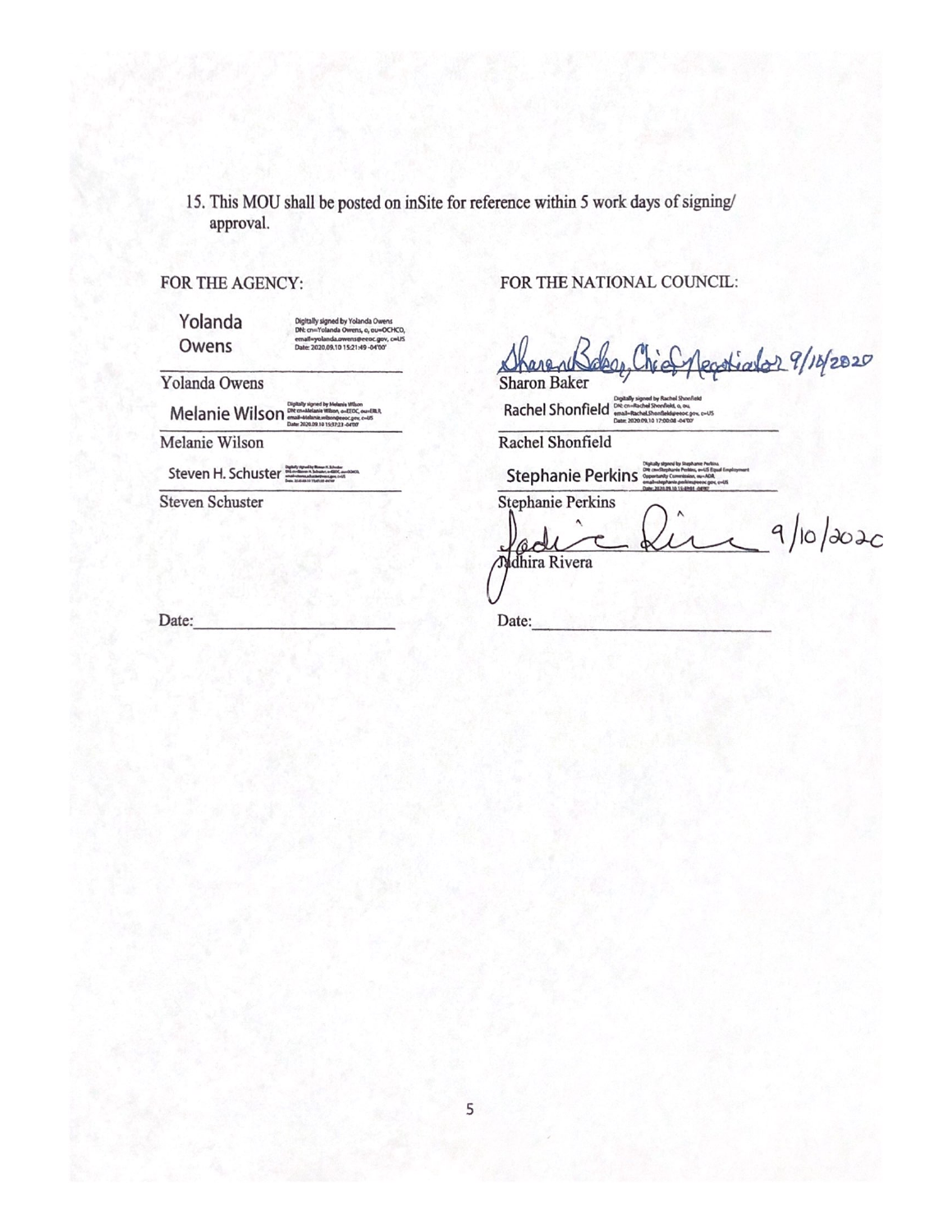15. This MOU shall be posted on inSite for reference within 5 work days of signing/ approval.

FOR THE AGENCY:

Yolanda Owens — Digitally signed by Yolanda Owens DN: cn=Yolanda Owens, o, ou=OCHCO, email=yolanda.owens@eeoc.gov, c=US Date: 2020.09.10 15:21:49 -04'00'

Yolanda Owens

Melanie Wilson — Digitally signed by Melanie Wilson DN: cn=Melanie Wilson, o=EEOC, ou=ERLR, email=Melanie.wilson@eeoc.gov, c=US Date: 2020.09.10 15:37:23 -04'00'

Melanie Wilson

Steven H. Schuster — Digitally signed by Steven H. Schuster

Steven Schuster

Date:\_\_\_\_\_\_\_\_\_\_\_\_\_\_\_\_\_\_\_\_

FOR THE NATIONAL COUNCIL:

Sharon Baker, Chief Negotiator 9/10/2020

Sharon Baker

Rachel Shonfield — Digitally signed by Rachel Shonfield DN: cn=Rachel Shonfield, o, ou, email=Rachel.Shonfield@eeoc.gov, c=US Date: 2020.09.10 17:00:08 -04'00'

Rachel Shonfield

Stephanie Perkins — Digitally signed by Stephanie Perkins DN: cn=Stephanie Perkins, o=US Equal Employment Opportunity Commission, ou=ADR, email=stephanie.perkins@eeoc.gov, c=US

Stephanie Perkins

Jadhira Rivera 9/10/2020

Jadhira Rivera

Date:\_\_\_\_\_\_\_\_\_\_\_\_\_\_\_\_\_\_\_\_